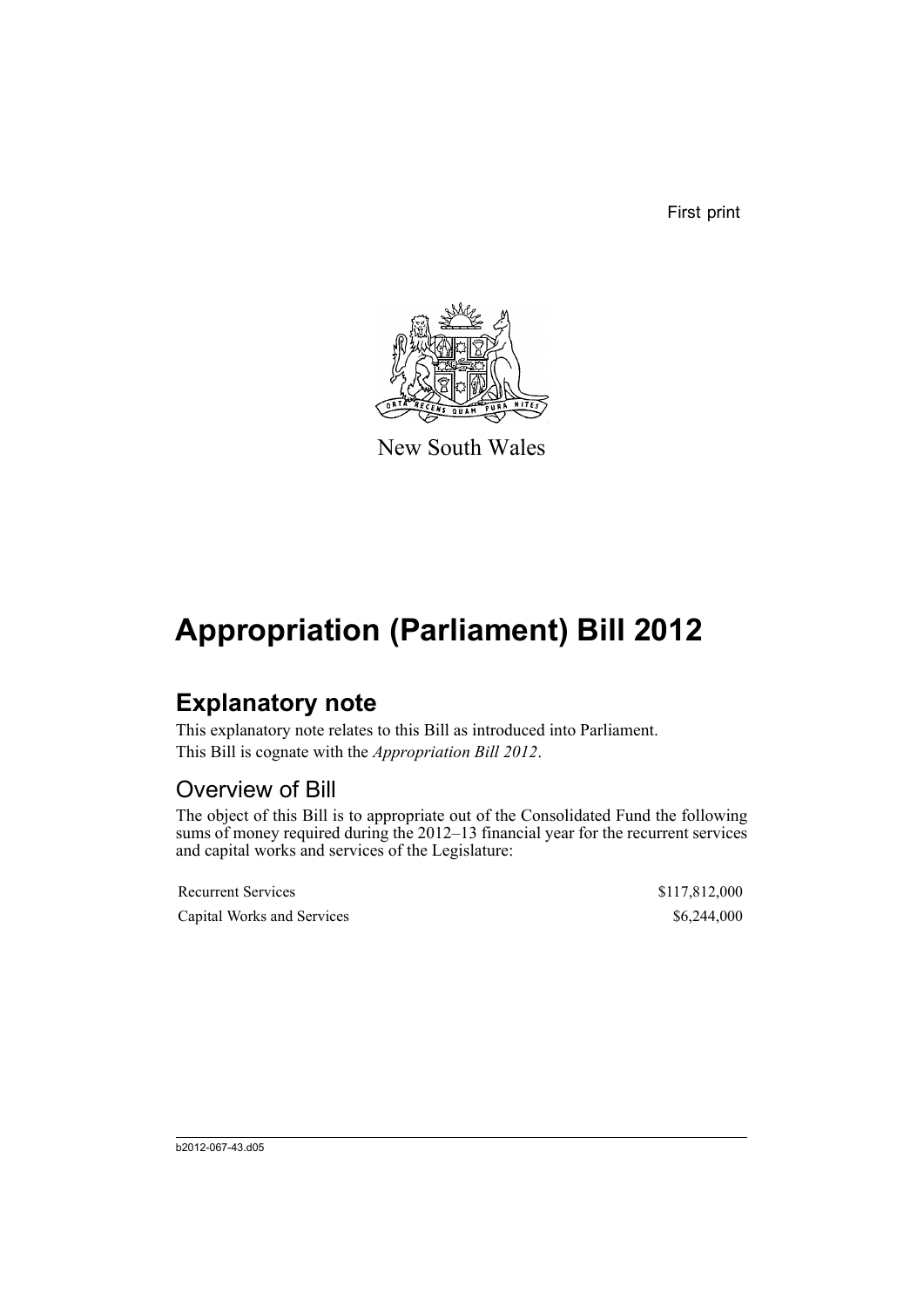First print

New South Wales

# Appropriation (Parliament) Bill 2012

## Explanatory note

This explanatory note relates to this Bill as introduced into Parliament.

This Bill is cognate with the *Appropriation Bill 2012*.

### Overview of Bill

The object of this Bill is to appropriate out of the Consolidated Fund the following sums of money required during the 2012–13 financial year for the recurrent services and capital works and services of the Legislature:

| | |
|---|---|
| Recurrent Services | \$117,812,000 |
| Capital Works and Services | \$6,244,000 |

b2012-067-43.d05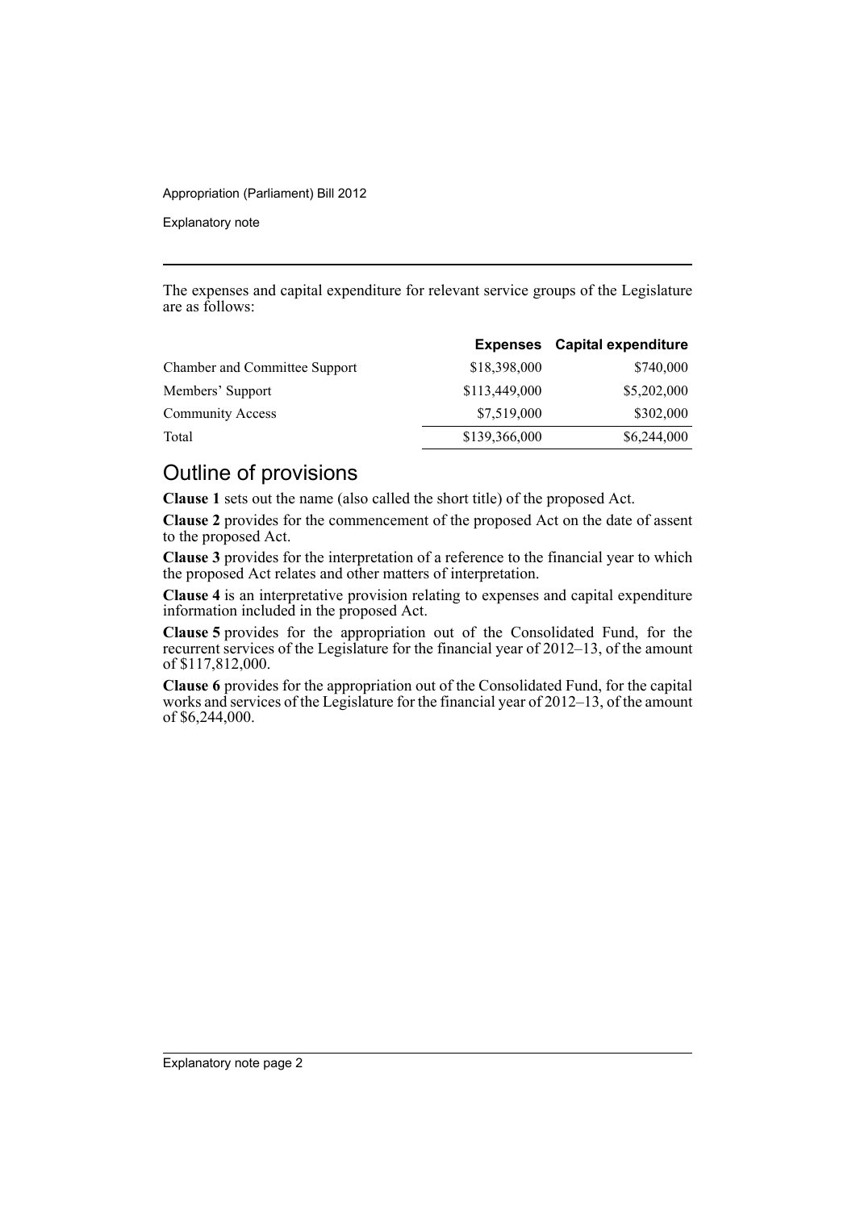The expenses and capital expenditure for relevant service groups of the Legislature are as follows:

| | Expenses | Capital expenditure |
|---|---|---|
| Chamber and Committee Support | $18,398,000 | $740,000 |
| Members' Support | $113,449,000 | $5,202,000 |
| Community Access | $7,519,000 | $302,000 |
| Total | $139,366,000 | $6,244,000 |

## Outline of provisions

**Clause 1** sets out the name (also called the short title) of the proposed Act.

**Clause 2** provides for the commencement of the proposed Act on the date of assent to the proposed Act.

**Clause 3** provides for the interpretation of a reference to the financial year to which the proposed Act relates and other matters of interpretation.

**Clause 4** is an interpretative provision relating to expenses and capital expenditure information included in the proposed Act.

**Clause 5** provides for the appropriation out of the Consolidated Fund, for the recurrent services of the Legislature for the financial year of 2012–13, of the amount of $117,812,000.

**Clause 6** provides for the appropriation out of the Consolidated Fund, for the capital works and services of the Legislature for the financial year of 2012–13, of the amount of $6,244,000.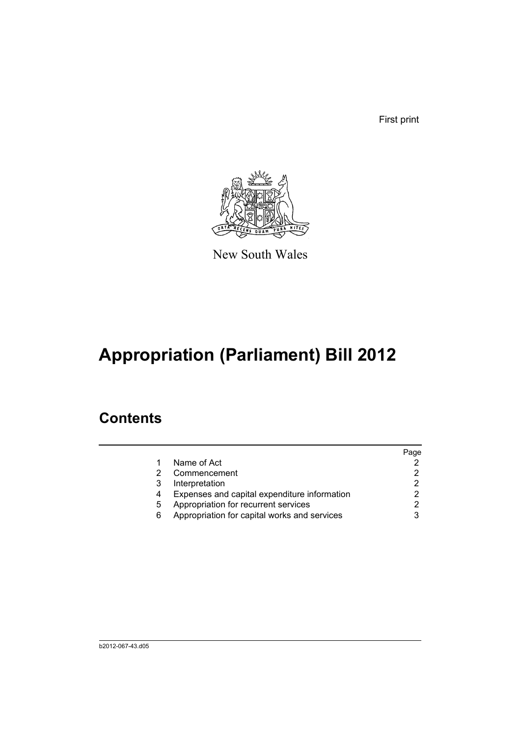First print

New South Wales

# Appropriation (Parliament) Bill 2012

## Contents

| | | Page |
|---|---|---|
| 1 | Name of Act | 2 |
| 2 | Commencement | 2 |
| 3 | Interpretation | 2 |
| 4 | Expenses and capital expenditure information | 2 |
| 5 | Appropriation for recurrent services | 2 |
| 6 | Appropriation for capital works and services | 3 |

b2012-067-43.d05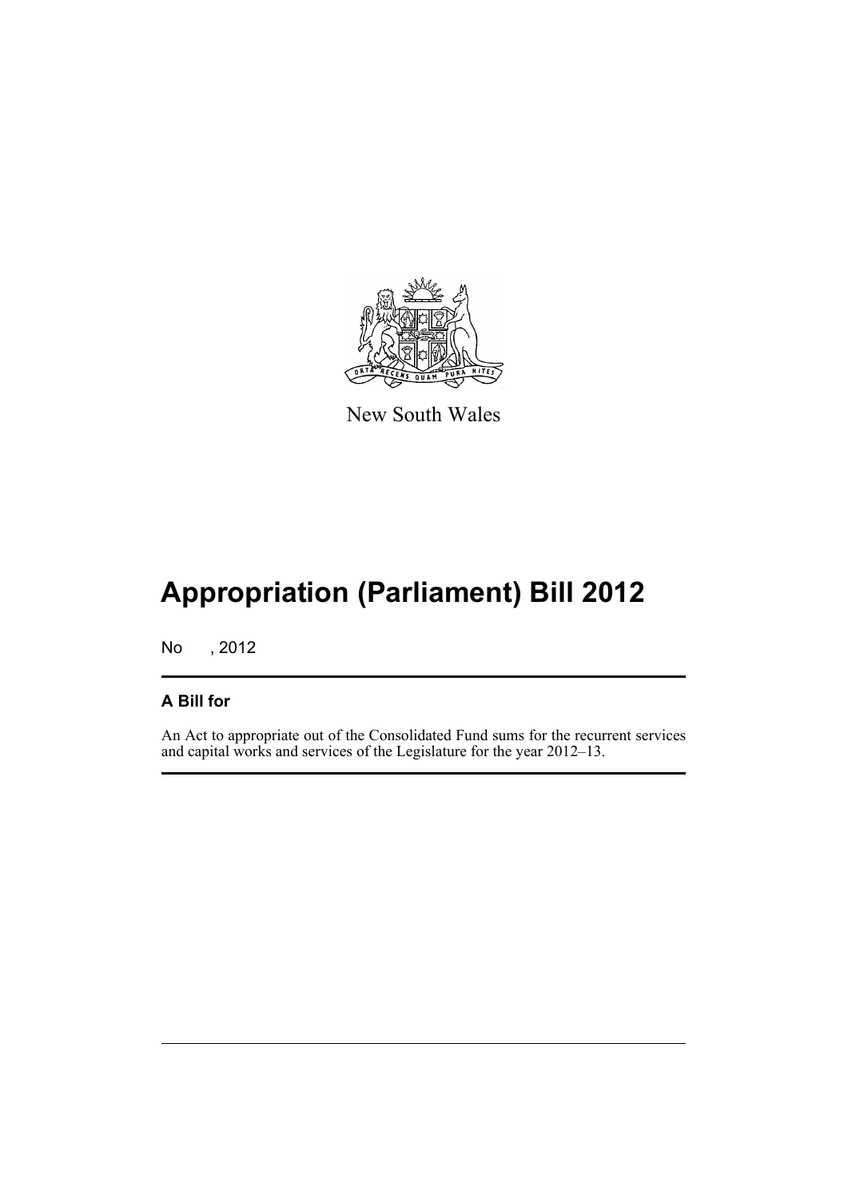New South Wales

# Appropriation (Parliament) Bill 2012

No , 2012

## A Bill for

An Act to appropriate out of the Consolidated Fund sums for the recurrent services and capital works and services of the Legislature for the year 2012–13.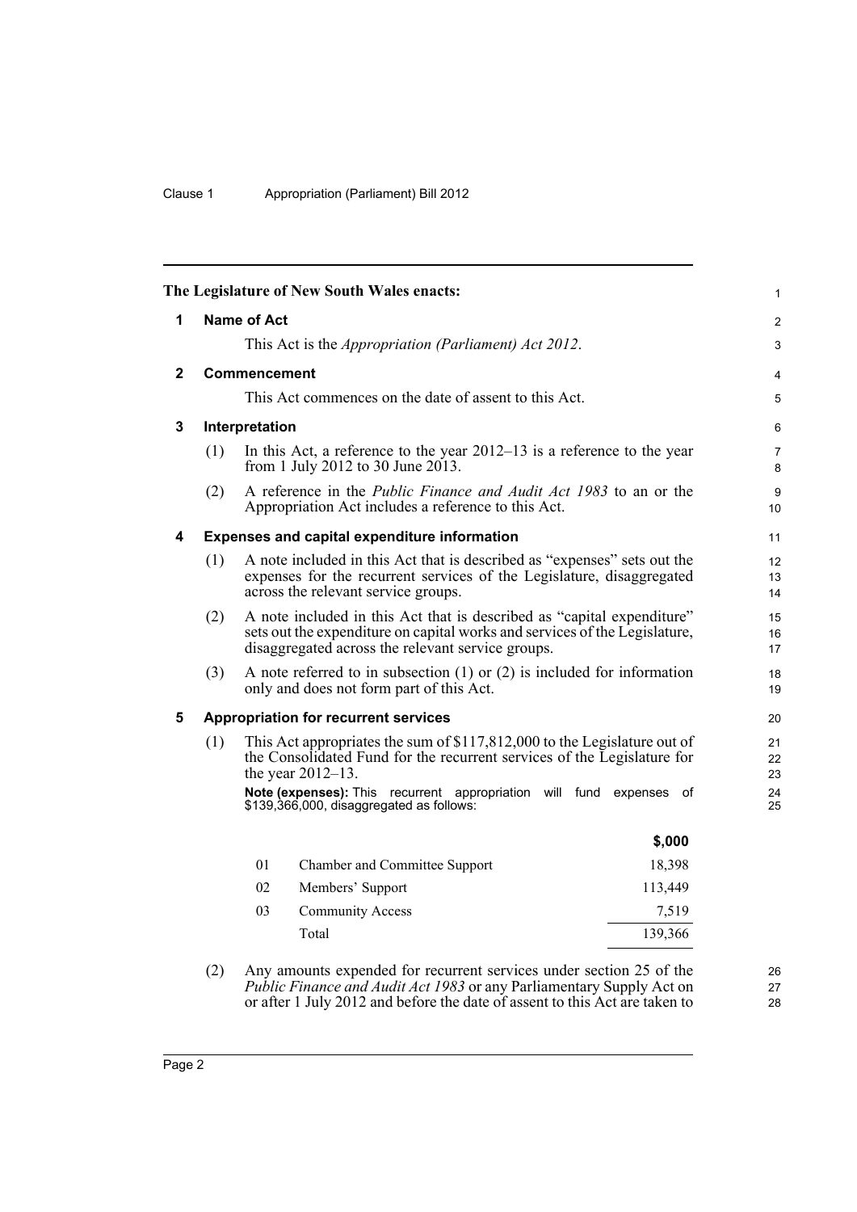The Legislature of New South Wales enacts:

## 1 Name of Act

This Act is the *Appropriation (Parliament) Act 2012*.

## 2 Commencement

This Act commences on the date of assent to this Act.

## 3 Interpretation

(1) In this Act, a reference to the year 2012–13 is a reference to the year from 1 July 2012 to 30 June 2013.

(2) A reference in the *Public Finance and Audit Act 1983* to an or the Appropriation Act includes a reference to this Act.

## 4 Expenses and capital expenditure information

(1) A note included in this Act that is described as "expenses" sets out the expenses for the recurrent services of the Legislature, disaggregated across the relevant service groups.

(2) A note included in this Act that is described as "capital expenditure" sets out the expenditure on capital works and services of the Legislature, disaggregated across the relevant service groups.

(3) A note referred to in subsection (1) or (2) is included for information only and does not form part of this Act.

## 5 Appropriation for recurrent services

(1) This Act appropriates the sum of $117,812,000 to the Legislature out of the Consolidated Fund for the recurrent services of the Legislature for the year 2012–13.

**Note (expenses):** This recurrent appropriation will fund expenses of $139,366,000, disaggregated as follows:

| | | $,000 |
|---|---|---|
| 01 | Chamber and Committee Support | 18,398 |
| 02 | Members' Support | 113,449 |
| 03 | Community Access | 7,519 |
| | Total | 139,366 |

(2) Any amounts expended for recurrent services under section 25 of the *Public Finance and Audit Act 1983* or any Parliamentary Supply Act on or after 1 July 2012 and before the date of assent to this Act are taken to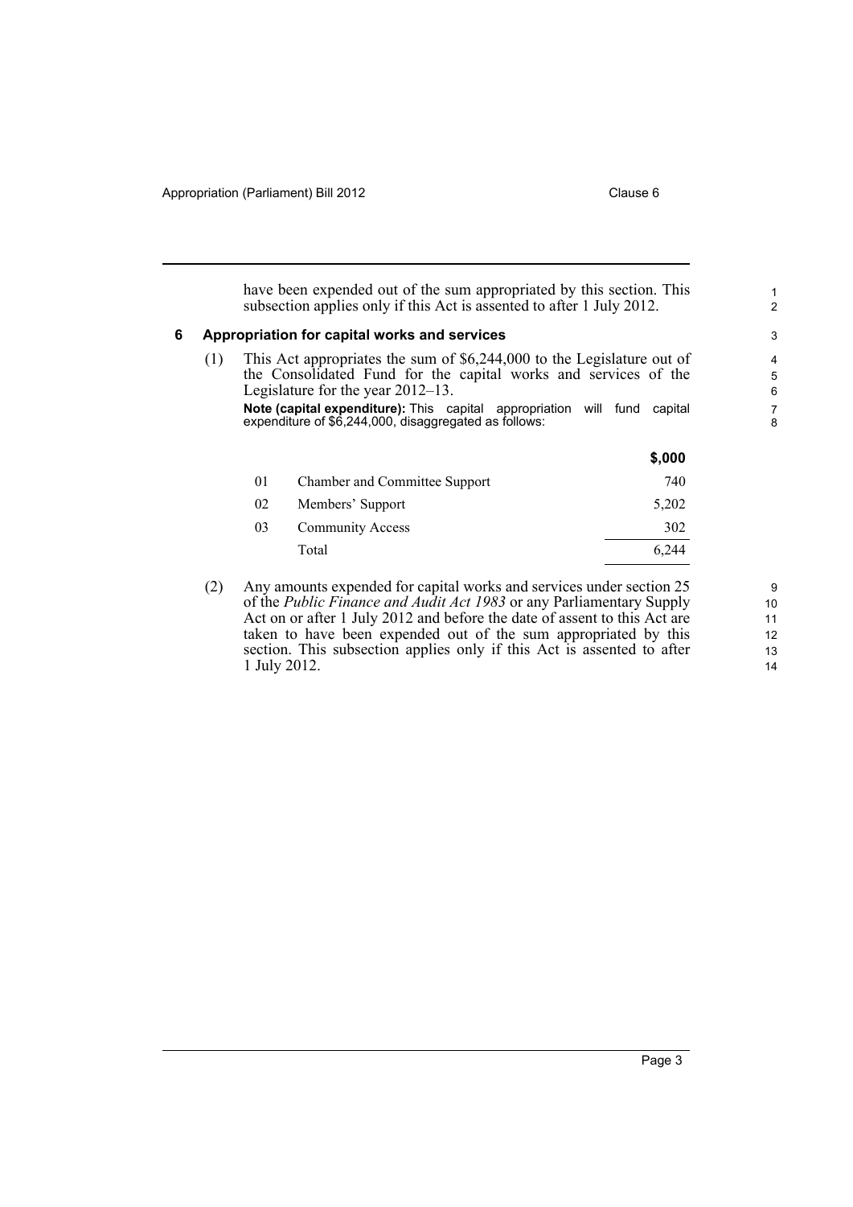have been expended out of the sum appropriated by this section. This subsection applies only if this Act is assented to after 1 July 2012.

## 6 Appropriation for capital works and services

(1) This Act appropriates the sum of $6,244,000 to the Legislature out of the Consolidated Fund for the capital works and services of the Legislature for the year 2012–13.

**Note (capital expenditure):** This capital appropriation will fund capital expenditure of $6,244,000, disaggregated as follows:

| | | $,000 |
|---|---|---|
| 01 | Chamber and Committee Support | 740 |
| 02 | Members' Support | 5,202 |
| 03 | Community Access | 302 |
| | Total | 6,244 |

(2) Any amounts expended for capital works and services under section 25 of the *Public Finance and Audit Act 1983* or any Parliamentary Supply Act on or after 1 July 2012 and before the date of assent to this Act are taken to have been expended out of the sum appropriated by this section. This subsection applies only if this Act is assented to after 1 July 2012.